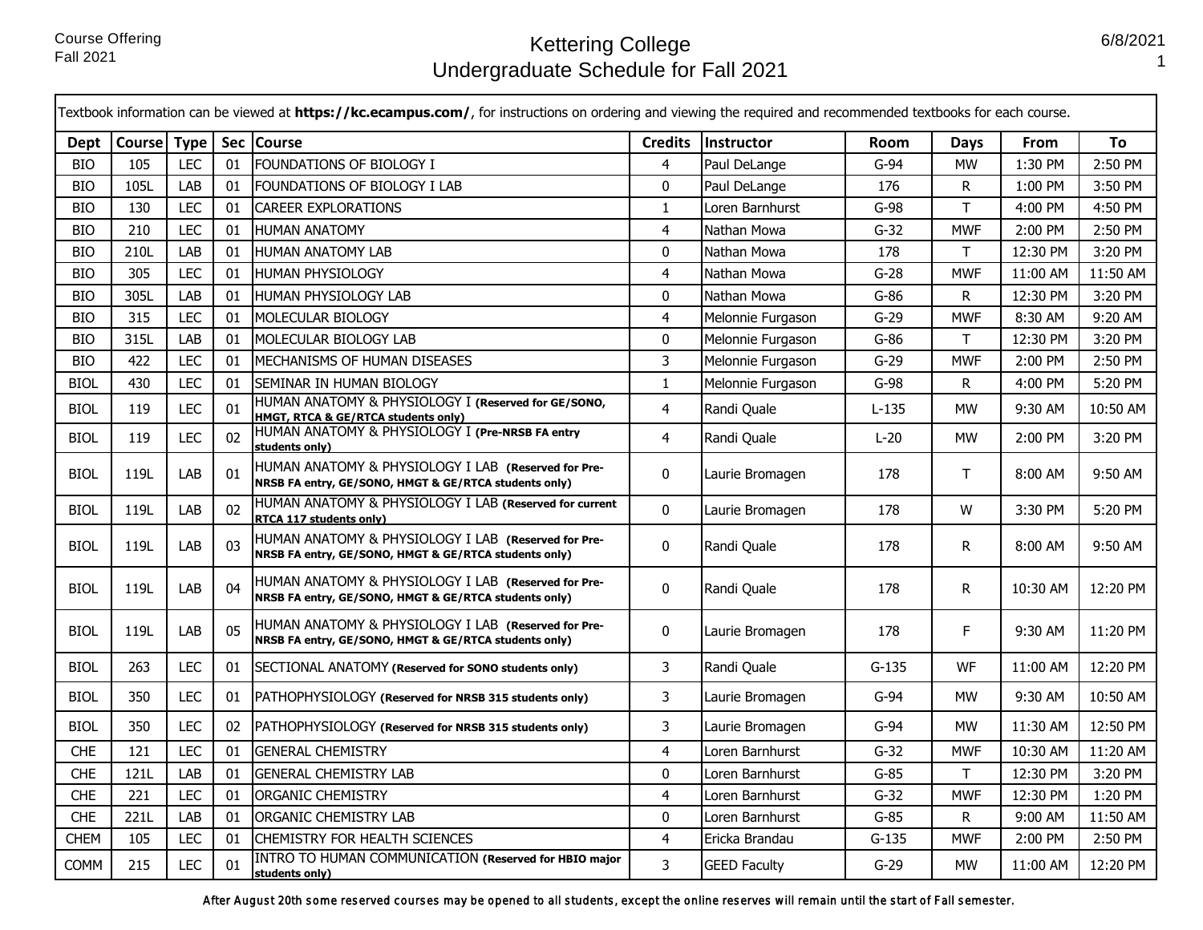# Kettering College
## Undergraduate Schedule for Fall 2021

Course Offering
Fall 2021

6/8/2021

Textbook information can be viewed at **https://kc.ecampus.com/**, for instructions on ordering and viewing the required and recommended textbooks for each course.

| Dept | Course | Type | Sec | Course | Credits | Instructor | Room | Days | From | To |
|---|---|---|---|---|---|---|---|---|---|---|
| BIO | 105 | LEC | 01 | FOUNDATIONS OF BIOLOGY I | 4 | Paul DeLange | G-94 | MW | 1:30 PM | 2:50 PM |
| BIO | 105L | LAB | 01 | FOUNDATIONS OF BIOLOGY I LAB | 0 | Paul DeLange | 176 | R | 1:00 PM | 3:50 PM |
| BIO | 130 | LEC | 01 | CAREER EXPLORATIONS | 1 | Loren Barnhurst | G-98 | T | 4:00 PM | 4:50 PM |
| BIO | 210 | LEC | 01 | HUMAN ANATOMY | 4 | Nathan Mowa | G-32 | MWF | 2:00 PM | 2:50 PM |
| BIO | 210L | LAB | 01 | HUMAN ANATOMY LAB | 0 | Nathan Mowa | 178 | T | 12:30 PM | 3:20 PM |
| BIO | 305 | LEC | 01 | HUMAN PHYSIOLOGY | 4 | Nathan Mowa | G-28 | MWF | 11:00 AM | 11:50 AM |
| BIO | 305L | LAB | 01 | HUMAN PHYSIOLOGY LAB | 0 | Nathan Mowa | G-86 | R | 12:30 PM | 3:20 PM |
| BIO | 315 | LEC | 01 | MOLECULAR BIOLOGY | 4 | Melonnie Furgason | G-29 | MWF | 8:30 AM | 9:20 AM |
| BIO | 315L | LAB | 01 | MOLECULAR BIOLOGY LAB | 0 | Melonnie Furgason | G-86 | T | 12:30 PM | 3:20 PM |
| BIO | 422 | LEC | 01 | MECHANISMS OF HUMAN DISEASES | 3 | Melonnie Furgason | G-29 | MWF | 2:00 PM | 2:50 PM |
| BIOL | 430 | LEC | 01 | SEMINAR IN HUMAN BIOLOGY | 1 | Melonnie Furgason | G-98 | R | 4:00 PM | 5:20 PM |
| BIOL | 119 | LEC | 01 | HUMAN ANATOMY & PHYSIOLOGY I **(Reserved for GE/SONO, HMGT, RTCA & GE/RTCA students only)** | 4 | Randi Quale | L-135 | MW | 9:30 AM | 10:50 AM |
| BIOL | 119 | LEC | 02 | HUMAN ANATOMY & PHYSIOLOGY I **(Pre-NRSB FA entry students only)** | 4 | Randi Quale | L-20 | MW | 2:00 PM | 3:20 PM |
| BIOL | 119L | LAB | 01 | HUMAN ANATOMY & PHYSIOLOGY I LAB **(Reserved for Pre-NRSB FA entry, GE/SONO, HMGT & GE/RTCA students only)** | 0 | Laurie Bromagen | 178 | T | 8:00 AM | 9:50 AM |
| BIOL | 119L | LAB | 02 | HUMAN ANATOMY & PHYSIOLOGY I LAB **(Reserved for current RTCA 117 students only)** | 0 | Laurie Bromagen | 178 | W | 3:30 PM | 5:20 PM |
| BIOL | 119L | LAB | 03 | HUMAN ANATOMY & PHYSIOLOGY I LAB **(Reserved for Pre-NRSB FA entry, GE/SONO, HMGT & GE/RTCA students only)** | 0 | Randi Quale | 178 | R | 8:00 AM | 9:50 AM |
| BIOL | 119L | LAB | 04 | HUMAN ANATOMY & PHYSIOLOGY I LAB **(Reserved for Pre-NRSB FA entry, GE/SONO, HMGT & GE/RTCA students only)** | 0 | Randi Quale | 178 | R | 10:30 AM | 12:20 PM |
| BIOL | 119L | LAB | 05 | HUMAN ANATOMY & PHYSIOLOGY I LAB **(Reserved for Pre-NRSB FA entry, GE/SONO, HMGT & GE/RTCA students only)** | 0 | Laurie Bromagen | 178 | F | 9:30 AM | 11:20 PM |
| BIOL | 263 | LEC | 01 | SECTIONAL ANATOMY **(Reserved for SONO students only)** | 3 | Randi Quale | G-135 | WF | 11:00 AM | 12:20 PM |
| BIOL | 350 | LEC | 01 | PATHOPHYSIOLOGY **(Reserved for NRSB 315 students only)** | 3 | Laurie Bromagen | G-94 | MW | 9:30 AM | 10:50 AM |
| BIOL | 350 | LEC | 02 | PATHOPHYSIOLOGY **(Reserved for NRSB 315 students only)** | 3 | Laurie Bromagen | G-94 | MW | 11:30 AM | 12:50 PM |
| CHE | 121 | LEC | 01 | GENERAL CHEMISTRY | 4 | Loren Barnhurst | G-32 | MWF | 10:30 AM | 11:20 AM |
| CHE | 121L | LAB | 01 | GENERAL CHEMISTRY LAB | 0 | Loren Barnhurst | G-85 | T | 12:30 PM | 3:20 PM |
| CHE | 221 | LEC | 01 | ORGANIC CHEMISTRY | 4 | Loren Barnhurst | G-32 | MWF | 12:30 PM | 1:20 PM |
| CHE | 221L | LAB | 01 | ORGANIC CHEMISTRY LAB | 0 | Loren Barnhurst | G-85 | R | 9:00 AM | 11:50 AM |
| CHEM | 105 | LEC | 01 | CHEMISTRY FOR HEALTH SCIENCES | 4 | Ericka Brandau | G-135 | MWF | 2:00 PM | 2:50 PM |
| COMM | 215 | LEC | 01 | INTRO TO HUMAN COMMUNICATION **(Reserved for HBIO major students only)** | 3 | GEED Faculty | G-29 | MW | 11:00 AM | 12:20 PM |

After August 20th some reserved courses may be opened to all students, except the online reserves will remain until the start of Fall semester.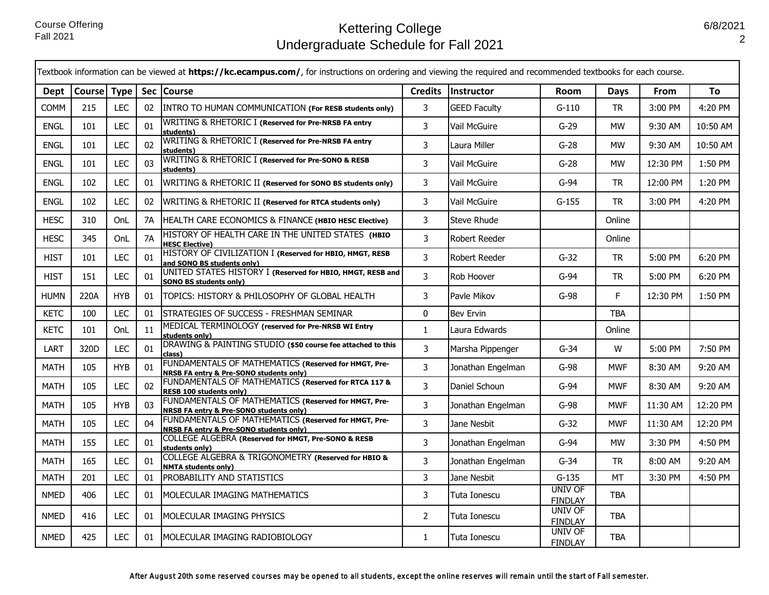# Kettering College
## Undergraduate Schedule for Fall 2021

Course Offering
Fall 2021

6/8/2021

Textbook information can be viewed at **https://kc.ecampus.com/**, for instructions on ordering and viewing the required and recommended textbooks for each course.

| Dept | Course | Type | Sec | Course | Credits | Instructor | Room | Days | From | To |
|---|---|---|---|---|---|---|---|---|---|---|
| COMM | 215 | LEC | 02 | INTRO TO HUMAN COMMUNICATION **(For RESB students only)** | 3 | GEED Faculty | G-110 | TR | 3:00 PM | 4:20 PM |
| ENGL | 101 | LEC | 01 | WRITING & RHETORIC I **(Reserved for Pre-NRSB FA entry students)** | 3 | Vail McGuire | G-29 | MW | 9:30 AM | 10:50 AM |
| ENGL | 101 | LEC | 02 | WRITING & RHETORIC I **(Reserved for Pre-NRSB FA entry students)** | 3 | Laura Miller | G-28 | MW | 9:30 AM | 10:50 AM |
| ENGL | 101 | LEC | 03 | WRITING & RHETORIC I **(Reserved for Pre-SONO & RESB students)** | 3 | Vail McGuire | G-28 | MW | 12:30 PM | 1:50 PM |
| ENGL | 102 | LEC | 01 | WRITING & RHETORIC II **(Reserved for SONO BS students only)** | 3 | Vail McGuire | G-94 | TR | 12:00 PM | 1:20 PM |
| ENGL | 102 | LEC | 02 | WRITING & RHETORIC II **(Reserved for RTCA students only)** | 3 | Vail McGuire | G-155 | TR | 3:00 PM | 4:20 PM |
| HESC | 310 | OnL | 7A | HEALTH CARE ECONOMICS & FINANCE **(HBIO HESC Elective)** | 3 | Steve Rhude | | Online | | |
| HESC | 345 | OnL | 7A | HISTORY OF HEALTH CARE IN THE UNITED STATES **(HBIO HESC Elective)** | 3 | Robert Reeder | | Online | | |
| HIST | 101 | LEC | 01 | HISTORY OF CIVILIZATION I **(Reserved for HBIO, HMGT, RESB and SONO BS students only)** | 3 | Robert Reeder | G-32 | TR | 5:00 PM | 6:20 PM |
| HIST | 151 | LEC | 01 | UNITED STATES HISTORY I **(Reserved for HBIO, HMGT, RESB and SONO BS students only)** | 3 | Rob Hoover | G-94 | TR | 5:00 PM | 6:20 PM |
| HUMN | 220A | HYB | 01 | TOPICS: HISTORY & PHILOSOPHY OF GLOBAL HEALTH | 3 | Pavle Mikov | G-98 | F | 12:30 PM | 1:50 PM |
| KETC | 100 | LEC | 01 | STRATEGIES OF SUCCESS - FRESHMAN SEMINAR | 0 | Bev Ervin | | TBA | | |
| KETC | 101 | OnL | 11 | MEDICAL TERMINOLOGY **(reserved for Pre-NRSB WI Entry students only)** | 1 | Laura Edwards | | Online | | |
| LART | 320D | LEC | 01 | DRAWING & PAINTING STUDIO **($50 course fee attached to this class)** | 3 | Marsha Pippenger | G-34 | W | 5:00 PM | 7:50 PM |
| MATH | 105 | HYB | 01 | FUNDAMENTALS OF MATHEMATICS **(Reserved for HMGT, Pre-NRSB FA entry & Pre-SONO students only)** | 3 | Jonathan Engelman | G-98 | MWF | 8:30 AM | 9:20 AM |
| MATH | 105 | LEC | 02 | FUNDAMENTALS OF MATHEMATICS **(Reserved for RTCA 117 & RESB 100 students only)** | 3 | Daniel Schoun | G-94 | MWF | 8:30 AM | 9:20 AM |
| MATH | 105 | HYB | 03 | FUNDAMENTALS OF MATHEMATICS **(Reserved for HMGT, Pre-NRSB FA entry & Pre-SONO students only)** | 3 | Jonathan Engelman | G-98 | MWF | 11:30 AM | 12:20 PM |
| MATH | 105 | LEC | 04 | FUNDAMENTALS OF MATHEMATICS **(Reserved for HMGT, Pre-NRSB FA entry & Pre-SONO students only)** | 3 | Jane Nesbit | G-32 | MWF | 11:30 AM | 12:20 PM |
| MATH | 155 | LEC | 01 | COLLEGE ALGEBRA **(Reserved for HMGT, Pre-SONO & RESB students only)** | 3 | Jonathan Engelman | G-94 | MW | 3:30 PM | 4:50 PM |
| MATH | 165 | LEC | 01 | COLLEGE ALGEBRA & TRIGONOMETRY **(Reserved for HBIO & NMTA students only)** | 3 | Jonathan Engelman | G-34 | TR | 8:00 AM | 9:20 AM |
| MATH | 201 | LEC | 01 | PROBABILITY AND STATISTICS | 3 | Jane Nesbit | G-135 | MT | 3:30 PM | 4:50 PM |
| NMED | 406 | LEC | 01 | MOLECULAR IMAGING MATHEMATICS | 3 | Tuta Ionescu | UNIV OF FINDLAY | TBA | | |
| NMED | 416 | LEC | 01 | MOLECULAR IMAGING PHYSICS | 2 | Tuta Ionescu | UNIV OF FINDLAY | TBA | | |
| NMED | 425 | LEC | 01 | MOLECULAR IMAGING RADIOBIOLOGY | 1 | Tuta Ionescu | UNIV OF FINDLAY | TBA | | |

After August 20th some reserved courses may be opened to all students, except the online reserves will remain until the start of Fall semester.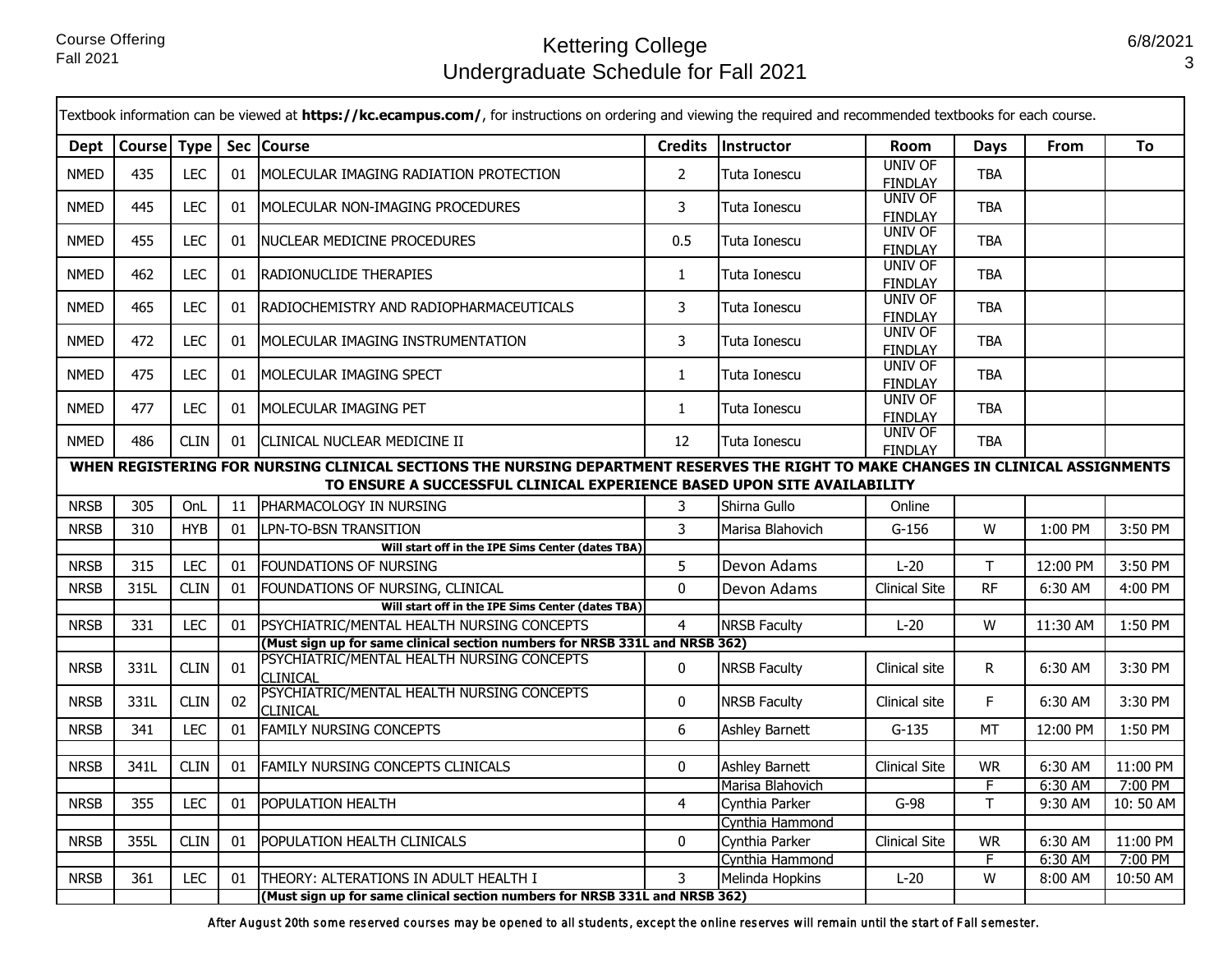# Kettering College
## Undergraduate Schedule for Fall 2021

Course Offering
Fall 2021

Textbook information can be viewed at **https://kc.ecampus.com/**, for instructions on ordering and viewing the required and recommended textbooks for each course.

| Dept | Course | Type | Sec | Course | Credits | Instructor | Room | Days | From | To |
|---|---|---|---|---|---|---|---|---|---|---|
| NMED | 435 | LEC | 01 | MOLECULAR IMAGING RADIATION PROTECTION | 2 | Tuta Ionescu | UNIV OF FINDLAY | TBA | | |
| NMED | 445 | LEC | 01 | MOLECULAR NON-IMAGING PROCEDURES | 3 | Tuta Ionescu | UNIV OF FINDLAY | TBA | | |
| NMED | 455 | LEC | 01 | NUCLEAR MEDICINE PROCEDURES | 0.5 | Tuta Ionescu | UNIV OF FINDLAY | TBA | | |
| NMED | 462 | LEC | 01 | RADIONUCLIDE THERAPIES | 1 | Tuta Ionescu | UNIV OF FINDLAY | TBA | | |
| NMED | 465 | LEC | 01 | RADIOCHEMISTRY AND RADIOPHARMACEUTICALS | 3 | Tuta Ionescu | UNIV OF FINDLAY | TBA | | |
| NMED | 472 | LEC | 01 | MOLECULAR IMAGING INSTRUMENTATION | 3 | Tuta Ionescu | UNIV OF FINDLAY | TBA | | |
| NMED | 475 | LEC | 01 | MOLECULAR IMAGING SPECT | 1 | Tuta Ionescu | UNIV OF FINDLAY | TBA | | |
| NMED | 477 | LEC | 01 | MOLECULAR IMAGING PET | 1 | Tuta Ionescu | UNIV OF FINDLAY | TBA | | |
| NMED | 486 | CLIN | 01 | CLINICAL NUCLEAR MEDICINE II | 12 | Tuta Ionescu | UNIV OF FINDLAY | TBA | | |
| **WHEN REGISTERING FOR NURSING CLINICAL SECTIONS THE NURSING DEPARTMENT RESERVES THE RIGHT TO MAKE CHANGES IN CLINICAL ASSIGNMENTS TO ENSURE A SUCCESSFUL CLINICAL EXPERIENCE BASED UPON SITE AVAILABILITY** | | | | | | | | | | |
| NRSB | 305 | OnL | 11 | PHARMACOLOGY IN NURSING | 3 | Shirna Gullo | Online | | | |
| NRSB | 310 | HYB | 01 | LPN-TO-BSN TRANSITION | 3 | Marisa Blahovich | G-156 | W | 1:00 PM | 3:50 PM |
| | | | | **Will start off in the IPE Sims Center (dates TBA)** | | | | | | |
| NRSB | 315 | LEC | 01 | FOUNDATIONS OF NURSING | 5 | Devon Adams | L-20 | T | 12:00 PM | 3:50 PM |
| NRSB | 315L | CLIN | 01 | FOUNDATIONS OF NURSING, CLINICAL | 0 | Devon Adams | Clinical Site | RF | 6:30 AM | 4:00 PM |
| | | | | **Will start off in the IPE Sims Center (dates TBA)** | | | | | | |
| NRSB | 331 | LEC | 01 | PSYCHIATRIC/MENTAL HEALTH NURSING CONCEPTS | 4 | NRSB Faculty | L-20 | W | 11:30 AM | 1:50 PM |
| | | | | **(Must sign up for same clinical section numbers for NRSB 331L and NRSB 362)** | | | | | | |
| NRSB | 331L | CLIN | 01 | PSYCHIATRIC/MENTAL HEALTH NURSING CONCEPTS CLINICAL | 0 | NRSB Faculty | Clinical site | R | 6:30 AM | 3:30 PM |
| NRSB | 331L | CLIN | 02 | PSYCHIATRIC/MENTAL HEALTH NURSING CONCEPTS CLINICAL | 0 | NRSB Faculty | Clinical site | F | 6:30 AM | 3:30 PM |
| NRSB | 341 | LEC | 01 | FAMILY NURSING CONCEPTS | 6 | Ashley Barnett | G-135 | MT | 12:00 PM | 1:50 PM |
| | | | | | | | | | | |
| NRSB | 341L | CLIN | 01 | FAMILY NURSING CONCEPTS CLINICALS | 0 | Ashley Barnett | Clinical Site | WR | 6:30 AM | 11:00 PM |
| | | | | | | Marisa Blahovich | | F | 6:30 AM | 7:00 PM |
| NRSB | 355 | LEC | 01 | POPULATION HEALTH | 4 | Cynthia Parker | G-98 | T | 9:30 AM | 10: 50 AM |
| | | | | | | Cynthia Hammond | | | | |
| NRSB | 355L | CLIN | 01 | POPULATION HEALTH CLINICALS | 0 | Cynthia Parker | Clinical Site | WR | 6:30 AM | 11:00 PM |
| | | | | | | Cynthia Hammond | | F | 6:30 AM | 7:00 PM |
| NRSB | 361 | LEC | 01 | THEORY: ALTERATIONS IN ADULT HEALTH I | 3 | Melinda Hopkins | L-20 | W | 8:00 AM | 10:50 AM |
| | | | | **(Must sign up for same clinical section numbers for NRSB 331L and NRSB 362)** | | | | | | |

After August 20th some reserved courses may be opened to all students, except the online reserves will remain until the start of Fall semester.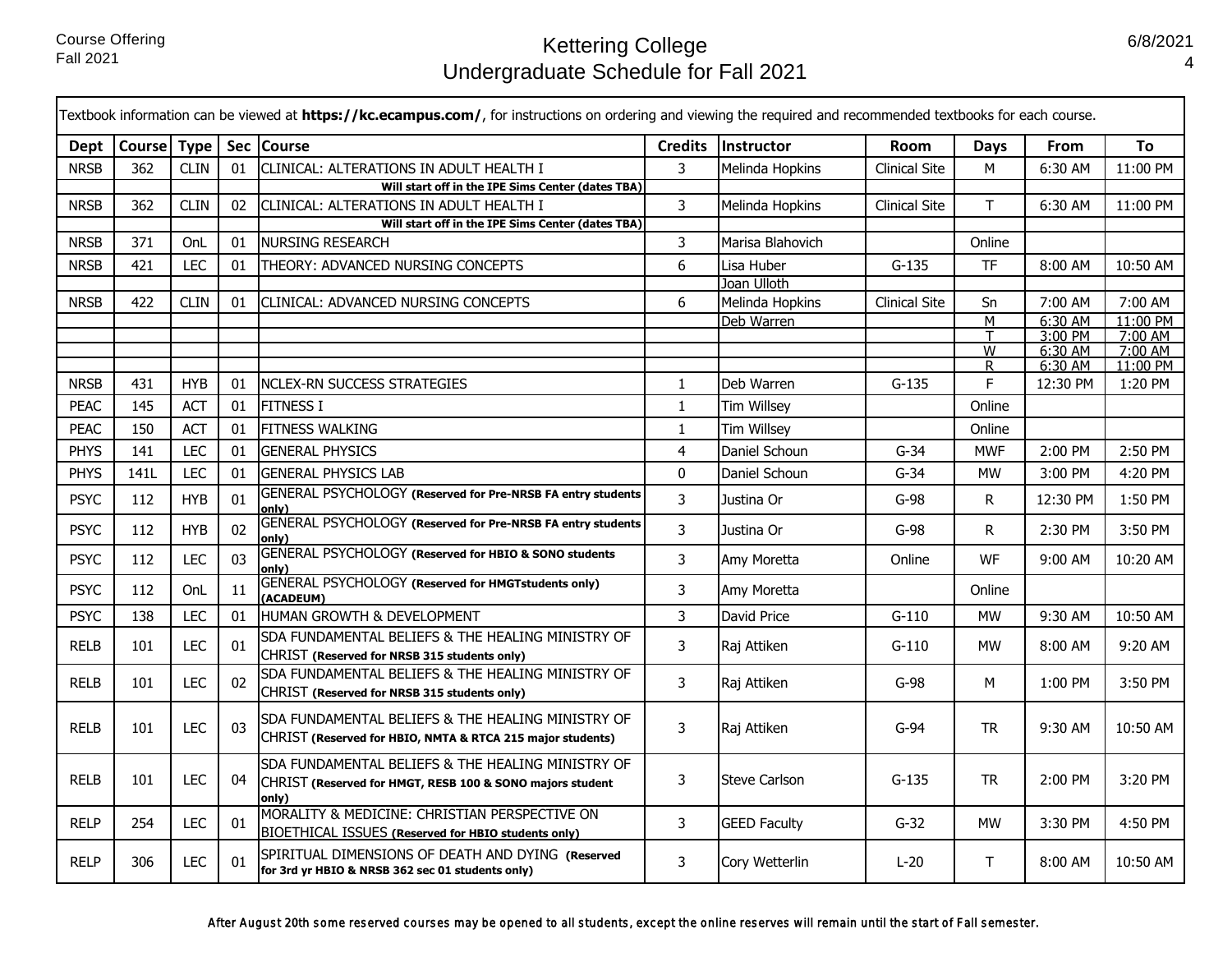# Kettering College
## Undergraduate Schedule for Fall 2021

Course Offering
Fall 2021

6/8/2021

Textbook information can be viewed at **https://kc.ecampus.com/**, for instructions on ordering and viewing the required and recommended textbooks for each course.

| Dept | Course | Type | Sec | Course | Credits | Instructor | Room | Days | From | To |
|---|---|---|---|---|---|---|---|---|---|---|
| NRSB | 362 | CLIN | 01 | CLINICAL: ALTERATIONS IN ADULT HEALTH I | 3 | Melinda Hopkins | Clinical Site | M | 6:30 AM | 11:00 PM |
| | | | | **Will start off in the IPE Sims Center (dates TBA)** | | | | | | |
| NRSB | 362 | CLIN | 02 | CLINICAL: ALTERATIONS IN ADULT HEALTH I | 3 | Melinda Hopkins | Clinical Site | T | 6:30 AM | 11:00 PM |
| | | | | **Will start off in the IPE Sims Center (dates TBA)** | | | | | | |
| NRSB | 371 | OnL | 01 | NURSING RESEARCH | 3 | Marisa Blahovich | | Online | | |
| NRSB | 421 | LEC | 01 | THEORY: ADVANCED NURSING CONCEPTS | 6 | Lisa Huber | G-135 | TF | 8:00 AM | 10:50 AM |
| | | | | | | Joan Ulloth | | | | |
| NRSB | 422 | CLIN | 01 | CLINICAL: ADVANCED NURSING CONCEPTS | 6 | Melinda Hopkins | Clinical Site | Sn | 7:00 AM | 7:00 AM |
| | | | | | | Deb Warren | | M | 6:30 AM | 11:00 PM |
| | | | | | | | | T | 3:00 PM | 7:00 AM |
| | | | | | | | | W | 6:30 AM | 7:00 AM |
| | | | | | | | | R | 6:30 AM | 11:00 PM |
| NRSB | 431 | HYB | 01 | NCLEX-RN SUCCESS STRATEGIES | 1 | Deb Warren | G-135 | F | 12:30 PM | 1:20 PM |
| PEAC | 145 | ACT | 01 | FITNESS I | 1 | Tim Willsey | | Online | | |
| PEAC | 150 | ACT | 01 | FITNESS WALKING | 1 | Tim Willsey | | Online | | |
| PHYS | 141 | LEC | 01 | GENERAL PHYSICS | 4 | Daniel Schoun | G-34 | MWF | 2:00 PM | 2:50 PM |
| PHYS | 141L | LEC | 01 | GENERAL PHYSICS LAB | 0 | Daniel Schoun | G-34 | MW | 3:00 PM | 4:20 PM |
| PSYC | 112 | HYB | 01 | GENERAL PSYCHOLOGY **(Reserved for Pre-NRSB FA entry students only)** | 3 | Justina Or | G-98 | R | 12:30 PM | 1:50 PM |
| PSYC | 112 | HYB | 02 | GENERAL PSYCHOLOGY **(Reserved for Pre-NRSB FA entry students only)** | 3 | Justina Or | G-98 | R | 2:30 PM | 3:50 PM |
| PSYC | 112 | LEC | 03 | GENERAL PSYCHOLOGY **(Reserved for HBIO & SONO students only)** | 3 | Amy Moretta | Online | WF | 9:00 AM | 10:20 AM |
| PSYC | 112 | OnL | 11 | GENERAL PSYCHOLOGY **(Reserved for HMGTstudents only) (ACADEUM)** | 3 | Amy Moretta | | Online | | |
| PSYC | 138 | LEC | 01 | HUMAN GROWTH & DEVELOPMENT | 3 | David Price | G-110 | MW | 9:30 AM | 10:50 AM |
| RELB | 101 | LEC | 01 | SDA FUNDAMENTAL BELIEFS & THE HEALING MINISTRY OF CHRIST **(Reserved for NRSB 315 students only)** | 3 | Raj Attiken | G-110 | MW | 8:00 AM | 9:20 AM |
| RELB | 101 | LEC | 02 | SDA FUNDAMENTAL BELIEFS & THE HEALING MINISTRY OF CHRIST **(Reserved for NRSB 315 students only)** | 3 | Raj Attiken | G-98 | M | 1:00 PM | 3:50 PM |
| RELB | 101 | LEC | 03 | SDA FUNDAMENTAL BELIEFS & THE HEALING MINISTRY OF CHRIST **(Reserved for HBIO, NMTA & RTCA 215 major students)** | 3 | Raj Attiken | G-94 | TR | 9:30 AM | 10:50 AM |
| RELB | 101 | LEC | 04 | SDA FUNDAMENTAL BELIEFS & THE HEALING MINISTRY OF CHRIST **(Reserved for HMGT, RESB 100 & SONO majors student only)** | 3 | Steve Carlson | G-135 | TR | 2:00 PM | 3:20 PM |
| RELP | 254 | LEC | 01 | MORALITY & MEDICINE: CHRISTIAN PERSPECTIVE ON BIOETHICAL ISSUES **(Reserved for HBIO students only)** | 3 | GEED Faculty | G-32 | MW | 3:30 PM | 4:50 PM |
| RELP | 306 | LEC | 01 | SPIRITUAL DIMENSIONS OF DEATH AND DYING **(Reserved for 3rd yr HBIO & NRSB 362 sec 01 students only)** | 3 | Cory Wetterlin | L-20 | T | 8:00 AM | 10:50 AM |

After August 20th some reserved courses may be opened to all students, except the online reserves will remain until the start of Fall semester.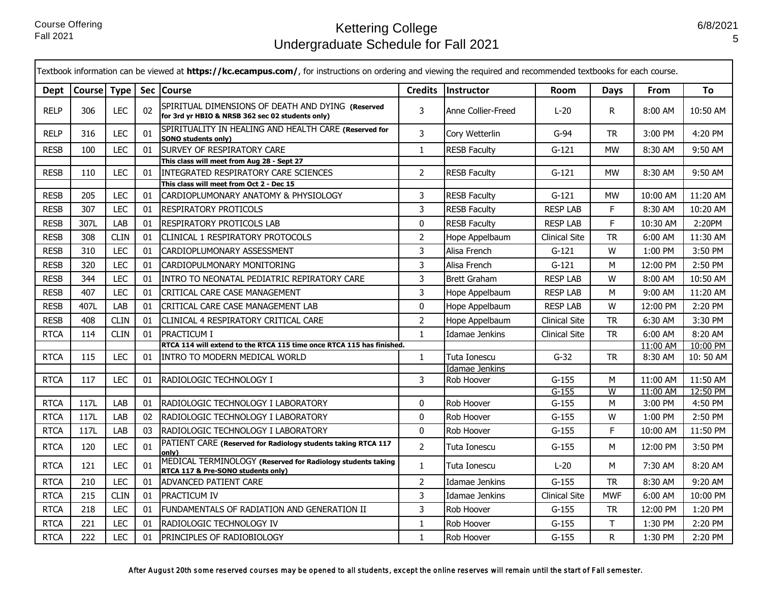# Kettering College
## Undergraduate Schedule for Fall 2021

Course Offering
Fall 2021

6/8/2021

Textbook information can be viewed at **https://kc.ecampus.com/**, for instructions on ordering and viewing the required and recommended textbooks for each course.

| Dept | Course | Type | Sec | Course | Credits | Instructor | Room | Days | From | To |
|---|---|---|---|---|---|---|---|---|---|---|
| RELP | 306 | LEC | 02 | SPIRITUAL DIMENSIONS OF DEATH AND DYING **(Reserved for 3rd yr HBIO & NRSB 362 sec 02 students only)** | 3 | Anne Collier-Freed | L-20 | R | 8:00 AM | 10:50 AM |
| RELP | 316 | LEC | 01 | SPIRITUALITY IN HEALING AND HEALTH CARE **(Reserved for SONO students only)** | 3 | Cory Wetterlin | G-94 | TR | 3:00 PM | 4:20 PM |
| RESB | 100 | LEC | 01 | SURVEY OF RESPIRATORY CARE | 1 | RESB Faculty | G-121 | MW | 8:30 AM | 9:50 AM |
| | | | | **This class will meet from Aug 28 - Sept 27** | | | | | | |
| RESB | 110 | LEC | 01 | INTEGRATED RESPIRATORY CARE SCIENCES | 2 | RESB Faculty | G-121 | MW | 8:30 AM | 9:50 AM |
| | | | | **This class will meet from Oct 2 - Dec 15** | | | | | | |
| RESB | 205 | LEC | 01 | CARDIOPLUMONARY ANATOMY & PHYSIOLOGY | 3 | RESB Faculty | G-121 | MW | 10:00 AM | 11:20 AM |
| RESB | 307 | LEC | 01 | RESPIRATORY PROTICOLS | 3 | RESB Faculty | RESP LAB | F | 8:30 AM | 10:20 AM |
| RESB | 307L | LAB | 01 | RESPIRATORY PROTICOLS LAB | 0 | RESB Faculty | RESP LAB | F | 10:30 AM | 2:20PM |
| RESB | 308 | CLIN | 01 | CLINICAL 1 RESPIRATORY PROTOCOLS | 2 | Hope Appelbaum | Clinical Site | TR | 6:00 AM | 11:30 AM |
| RESB | 310 | LEC | 01 | CARDIOPLUMONARY ASSESSMENT | 3 | Alisa French | G-121 | W | 1:00 PM | 3:50 PM |
| RESB | 320 | LEC | 01 | CARDIOPULMONARY MONITORING | 3 | Alisa French | G-121 | M | 12:00 PM | 2:50 PM |
| RESB | 344 | LEC | 01 | INTRO TO NEONATAL PEDIATRIC REPIRATORY CARE | 3 | Brett Graham | RESP LAB | W | 8:00 AM | 10:50 AM |
| RESB | 407 | LEC | 01 | CRITICAL CARE CASE MANAGEMENT | 3 | Hope Appelbaum | RESP LAB | M | 9:00 AM | 11:20 AM |
| RESB | 407L | LAB | 01 | CRITICAL CARE CASE MANAGEMENT LAB | 0 | Hope Appelbaum | RESP LAB | W | 12:00 PM | 2:20 PM |
| RESB | 408 | CLIN | 01 | CLINICAL 4 RESPIRATORY CRITICAL CARE | 2 | Hope Appelbaum | Clinical Site | TR | 6:30 AM | 3:30 PM |
| RTCA | 114 | CLIN | 01 | PRACTICUM I | 1 | Idamae Jenkins | Clinical Site | TR | 6:00 AM | 8:20 AM |
| | | | | **RTCA 114 will extend to the RTCA 115 time once RTCA 115 has finished.** | | | | | 11:00 AM | 10:00 PM |
| RTCA | 115 | LEC | 01 | INTRO TO MODERN MEDICAL WORLD | 1 | Tuta Ionescu | G-32 | TR | 8:30 AM | 10: 50 AM |
| | | | | | | Idamae Jenkins | | | | |
| RTCA | 117 | LEC | 01 | RADIOLOGIC TECHNOLOGY I | 3 | Rob Hoover | G-155 | M | 11:00 AM | 11:50 AM |
| | | | | | | | G-155 | W | 11:00 AM | 12:50 PM |
| RTCA | 117L | LAB | 01 | RADIOLOGIC TECHNOLOGY I LABORATORY | 0 | Rob Hoover | G-155 | M | 3:00 PM | 4:50 PM |
| RTCA | 117L | LAB | 02 | RADIOLOGIC TECHNOLOGY I LABORATORY | 0 | Rob Hoover | G-155 | W | 1:00 PM | 2:50 PM |
| RTCA | 117L | LAB | 03 | RADIOLOGIC TECHNOLOGY I LABORATORY | 0 | Rob Hoover | G-155 | F | 10:00 AM | 11:50 PM |
| RTCA | 120 | LEC | 01 | PATIENT CARE **(Reserved for Radiology students taking RTCA 117 only)** | 2 | Tuta Ionescu | G-155 | M | 12:00 PM | 3:50 PM |
| RTCA | 121 | LEC | 01 | MEDICAL TERMINOLOGY **(Reserved for Radiology students taking RTCA 117 & Pre-SONO students only)** | 1 | Tuta Ionescu | L-20 | M | 7:30 AM | 8:20 AM |
| RTCA | 210 | LEC | 01 | ADVANCED PATIENT CARE | 2 | Idamae Jenkins | G-155 | TR | 8:30 AM | 9:20 AM |
| RTCA | 215 | CLIN | 01 | PRACTICUM IV | 3 | Idamae Jenkins | Clinical Site | MWF | 6:00 AM | 10:00 PM |
| RTCA | 218 | LEC | 01 | FUNDAMENTALS OF RADIATION AND GENERATION II | 3 | Rob Hoover | G-155 | TR | 12:00 PM | 1:20 PM |
| RTCA | 221 | LEC | 01 | RADIOLOGIC TECHNOLOGY IV | 1 | Rob Hoover | G-155 | T | 1:30 PM | 2:20 PM |
| RTCA | 222 | LEC | 01 | PRINCIPLES OF RADIOBIOLOGY | 1 | Rob Hoover | G-155 | R | 1:30 PM | 2:20 PM |

After August 20th some reserved courses may be opened to all students, except the online reserves will remain until the start of Fall semester.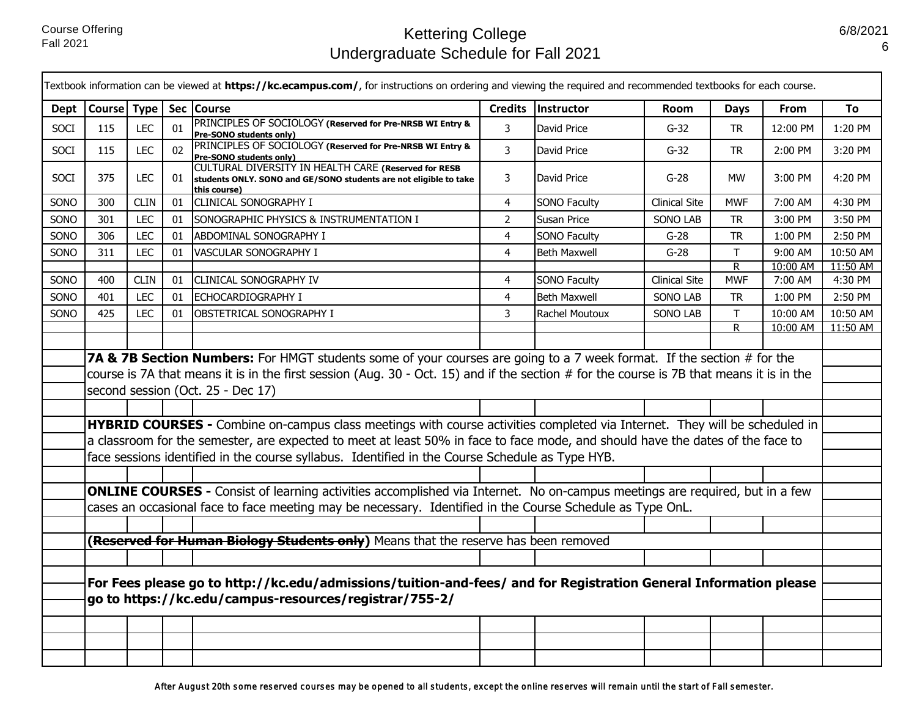# Kettering College
## Undergraduate Schedule for Fall 2021

Course Offering
Fall 2021

Textbook information can be viewed at **https://kc.ecampus.com/**, for instructions on ordering and viewing the required and recommended textbooks for each course.

| Dept | Course | Type | Sec | Course | Credits | Instructor | Room | Days | From | To |
|---|---|---|---|---|---|---|---|---|---|---|
| SOCI | 115 | LEC | 01 | PRINCIPLES OF SOCIOLOGY **(Reserved for Pre-NRSB WI Entry & Pre-SONO students only)** | 3 | David Price | G-32 | TR | 12:00 PM | 1:20 PM |
| SOCI | 115 | LEC | 02 | PRINCIPLES OF SOCIOLOGY **(Reserved for Pre-NRSB WI Entry & Pre-SONO students only)** | 3 | David Price | G-32 | TR | 2:00 PM | 3:20 PM |
| SOCI | 375 | LEC | 01 | CULTURAL DIVERSITY IN HEALTH CARE **(Reserved for RESB students ONLY. SONO and GE/SONO students are not eligible to take this course)** | 3 | David Price | G-28 | MW | 3:00 PM | 4:20 PM |
| SONO | 300 | CLIN | 01 | CLINICAL SONOGRAPHY I | 4 | SONO Faculty | Clinical Site | MWF | 7:00 AM | 4:30 PM |
| SONO | 301 | LEC | 01 | SONOGRAPHIC PHYSICS & INSTRUMENTATION I | 2 | Susan Price | SONO LAB | TR | 3:00 PM | 3:50 PM |
| SONO | 306 | LEC | 01 | ABDOMINAL SONOGRAPHY I | 4 | SONO Faculty | G-28 | TR | 1:00 PM | 2:50 PM |
| SONO | 311 | LEC | 01 | VASCULAR SONOGRAPHY I | 4 | Beth Maxwell | G-28 | T | 9:00 AM | 10:50 AM |
| | | | | | | | | R | 10:00 AM | 11:50 AM |
| SONO | 400 | CLIN | 01 | CLINICAL SONOGRAPHY IV | 4 | SONO Faculty | Clinical Site | MWF | 7:00 AM | 4:30 PM |
| SONO | 401 | LEC | 01 | ECHOCARDIOGRAPHY I | 4 | Beth Maxwell | SONO LAB | TR | 1:00 PM | 2:50 PM |
| SONO | 425 | LEC | 01 | OBSTETRICAL SONOGRAPHY I | 3 | Rachel Moutoux | SONO LAB | T | 10:00 AM | 10:50 AM |
| | | | | | | | | R | 10:00 AM | 11:50 AM |

**7A & 7B Section Numbers:** For HMGT students some of your courses are going to a 7 week format. If the section # for the course is 7A that means it is in the first session (Aug. 30 - Oct. 15) and if the section # for the course is 7B that means it is in the second session (Oct. 25 - Dec 17)

**HYBRID COURSES -** Combine on-campus class meetings with course activities completed via Internet. They will be scheduled in a classroom for the semester, are expected to meet at least 50% in face to face mode, and should have the dates of the face to face sessions identified in the course syllabus. Identified in the Course Schedule as Type HYB.

**ONLINE COURSES -** Consist of learning activities accomplished via Internet. No on-campus meetings are required, but in a few cases an occasional face to face meeting may be necessary. Identified in the Course Schedule as Type OnL.

**(~~Reserved for Human Biology Students only~~)** Means that the reserve has been removed

**For Fees please go to http://kc.edu/admissions/tuition-and-fees/ and for Registration General Information please go to https://kc.edu/campus-resources/registrar/755-2/**

After August 20th some reserved courses may be opened to all students, except the online reserves will remain until the start of Fall semester.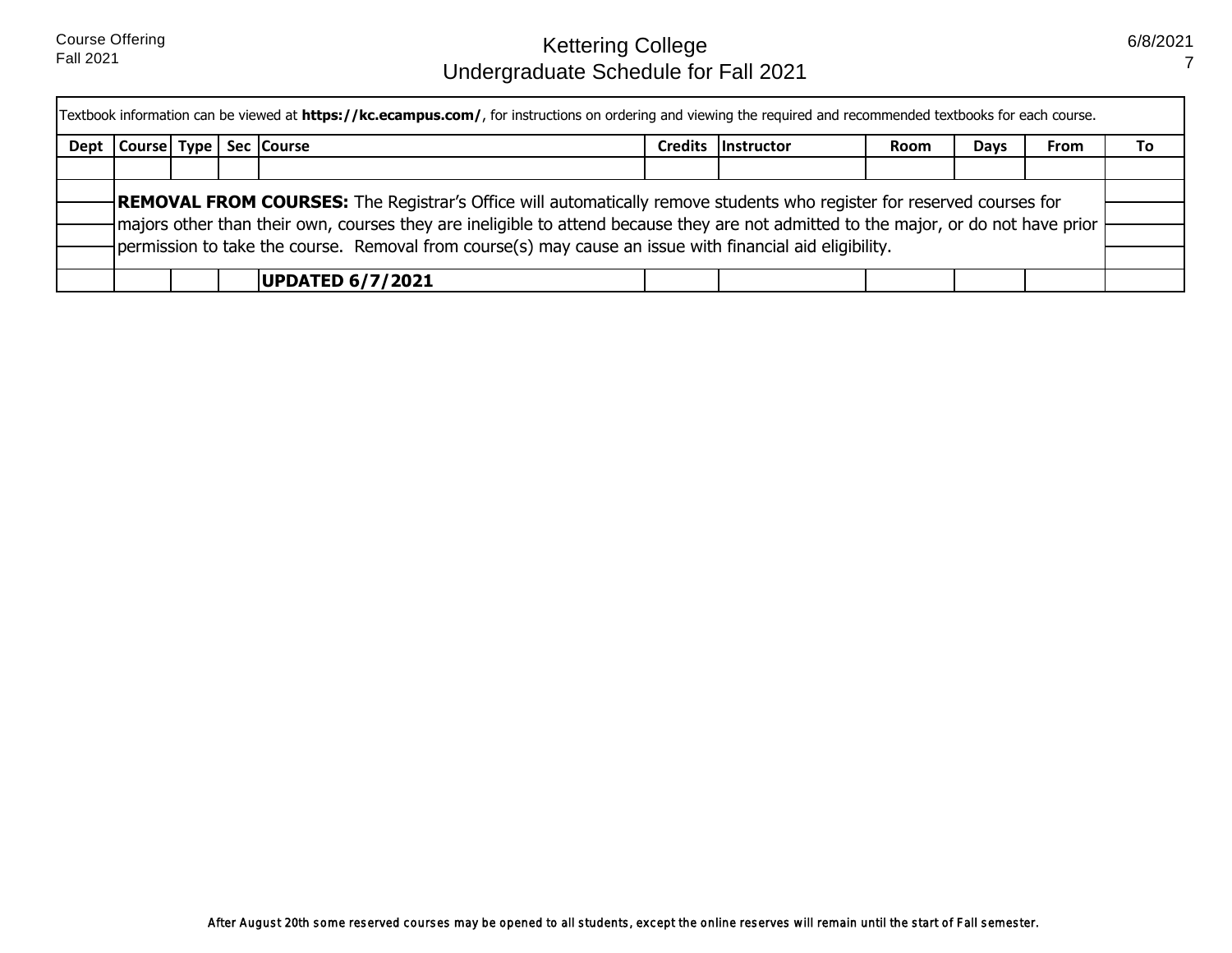Textbook information can be viewed at **https://kc.ecampus.com/**, for instructions on ordering and viewing the required and recommended textbooks for each course.

| Dept | Course | Type | Sec | Course | Credits | Instructor | Room | Days | From | To |
|---|---|---|---|---|---|---|---|---|---|---|
| | | | | | | | | | | |
| | **REMOVAL FROM COURSES:** The Registrar's Office will automatically remove students who register for reserved courses for majors other than their own, courses they are ineligible to attend because they are not admitted to the major, or do not have prior permission to take the course. Removal from course(s) may cause an issue with financial aid eligibility. | | | | | | | | | |
| | | | | **UPDATED 6/7/2021** | | | | | | |

After August 20th some reserved courses may be opened to all students, except the online reserves will remain until the start of Fall semester.